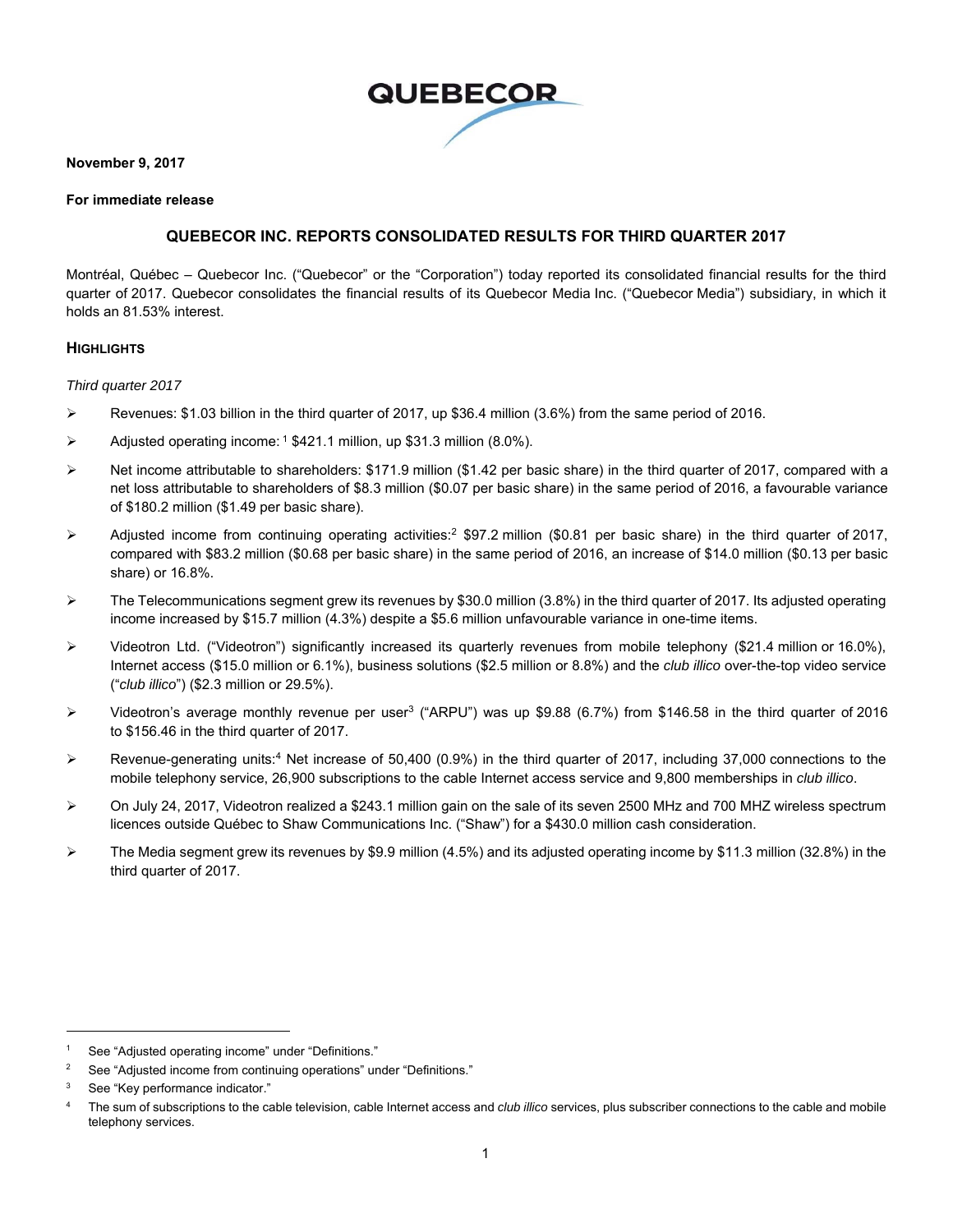QUEBECOR

**November 9, 2017**

**For immediate release**

## QUEBECOR INC. REPORTS CONSOLIDATED RESULTS FOR THIRD QUARTER 2017

Montréal, Québec – Quebecor Inc. ("Quebecor" or the "Corporation") today reported its consolidated financial results for the third quarter of 2017. Quebecor consolidates the financial results of its Quebecor Media Inc. ("Quebecor Media") subsidiary, in which it holds an 81.53% interest.

### HIGHLIGHTS

*Third quarter 2017*

- Revenues: $1.03 billion in the third quarter of 2017, up $36.4 million (3.6%) from the same period of 2016.
- Adjusted operating income:[1] $421.1 million, up $31.3 million (8.0%).
- Net income attributable to shareholders: $171.9 million ($1.42 per basic share) in the third quarter of 2017, compared with a net loss attributable to shareholders of $8.3 million ($0.07 per basic share) in the same period of 2016, a favourable variance of $180.2 million ($1.49 per basic share).
- Adjusted income from continuing operating activities:[2] $97.2 million ($0.81 per basic share) in the third quarter of 2017, compared with $83.2 million ($0.68 per basic share) in the same period of 2016, an increase of $14.0 million ($0.13 per basic share) or 16.8%.
- The Telecommunications segment grew its revenues by $30.0 million (3.8%) in the third quarter of 2017. Its adjusted operating income increased by $15.7 million (4.3%) despite a $5.6 million unfavourable variance in one-time items.
- Videotron Ltd. ("Videotron") significantly increased its quarterly revenues from mobile telephony ($21.4 million or 16.0%), Internet access ($15.0 million or 6.1%), business solutions ($2.5 million or 8.8%) and the *club illico* over-the-top video service ("*club illico*") ($2.3 million or 29.5%).
- Videotron's average monthly revenue per user[3] ("ARPU") was up $9.88 (6.7%) from $146.58 in the third quarter of 2016 to $156.46 in the third quarter of 2017.
- Revenue-generating units:[4] Net increase of 50,400 (0.9%) in the third quarter of 2017, including 37,000 connections to the mobile telephony service, 26,900 subscriptions to the cable Internet access service and 9,800 memberships in *club illico*.
- On July 24, 2017, Videotron realized a $243.1 million gain on the sale of its seven 2500 MHz and 700 MHZ wireless spectrum licences outside Québec to Shaw Communications Inc. ("Shaw") for a $430.0 million cash consideration.
- The Media segment grew its revenues by $9.9 million (4.5%) and its adjusted operating income by $11.3 million (32.8%) in the third quarter of 2017.

---

[1] See "Adjusted operating income" under "Definitions."

[2] See "Adjusted income from continuing operations" under "Definitions."

[3] See "Key performance indicator."

[4] The sum of subscriptions to the cable television, cable Internet access and *club illico* services, plus subscriber connections to the cable and mobile telephony services.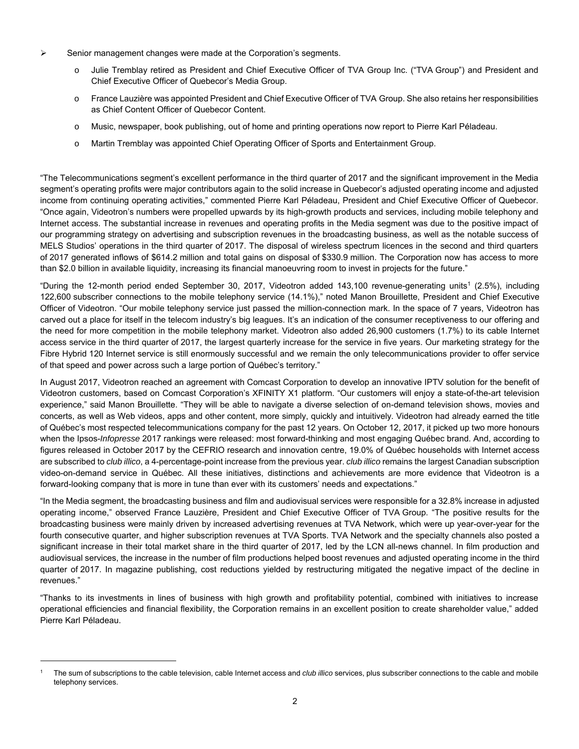- Senior management changes were made at the Corporation's segments.
  - Julie Tremblay retired as President and Chief Executive Officer of TVA Group Inc. ("TVA Group") and President and Chief Executive Officer of Quebecor's Media Group.
  - France Lauzière was appointed President and Chief Executive Officer of TVA Group. She also retains her responsibilities as Chief Content Officer of Quebecor Content.
  - Music, newspaper, book publishing, out of home and printing operations now report to Pierre Karl Péladeau.
  - Martin Tremblay was appointed Chief Operating Officer of Sports and Entertainment Group.

"The Telecommunications segment's excellent performance in the third quarter of 2017 and the significant improvement in the Media segment's operating profits were major contributors again to the solid increase in Quebecor's adjusted operating income and adjusted income from continuing operating activities," commented Pierre Karl Péladeau, President and Chief Executive Officer of Quebecor. "Once again, Videotron's numbers were propelled upwards by its high-growth products and services, including mobile telephony and Internet access. The substantial increase in revenues and operating profits in the Media segment was due to the positive impact of our programming strategy on advertising and subscription revenues in the broadcasting business, as well as the notable success of MELS Studios' operations in the third quarter of 2017. The disposal of wireless spectrum licences in the second and third quarters of 2017 generated inflows of $614.2 million and total gains on disposal of $330.9 million. The Corporation now has access to more than $2.0 billion in available liquidity, increasing its financial manoeuvring room to invest in projects for the future."

"During the 12-month period ended September 30, 2017, Videotron added 143,100 revenue-generating units[1] (2.5%), including 122,600 subscriber connections to the mobile telephony service (14.1%)," noted Manon Brouillette, President and Chief Executive Officer of Videotron. "Our mobile telephony service just passed the million-connection mark. In the space of 7 years, Videotron has carved out a place for itself in the telecom industry's big leagues. It's an indication of the consumer receptiveness to our offering and the need for more competition in the mobile telephony market. Videotron also added 26,900 customers (1.7%) to its cable Internet access service in the third quarter of 2017, the largest quarterly increase for the service in five years. Our marketing strategy for the Fibre Hybrid 120 Internet service is still enormously successful and we remain the only telecommunications provider to offer service of that speed and power across such a large portion of Québec's territory."

In August 2017, Videotron reached an agreement with Comcast Corporation to develop an innovative IPTV solution for the benefit of Videotron customers, based on Comcast Corporation's XFINITY X1 platform. "Our customers will enjoy a state-of-the-art television experience," said Manon Brouillette. "They will be able to navigate a diverse selection of on-demand television shows, movies and concerts, as well as Web videos, apps and other content, more simply, quickly and intuitively. Videotron had already earned the title of Québec's most respected telecommunications company for the past 12 years. On October 12, 2017, it picked up two more honours when the Ipsos-*Infopresse* 2017 rankings were released: most forward-thinking and most engaging Québec brand. And, according to figures released in October 2017 by the CEFRIO research and innovation centre, 19.0% of Québec households with Internet access are subscribed to *club illico*, a 4-percentage-point increase from the previous year. *club illico* remains the largest Canadian subscription video-on-demand service in Québec. All these initiatives, distinctions and achievements are more evidence that Videotron is a forward-looking company that is more in tune than ever with its customers' needs and expectations."

"In the Media segment, the broadcasting business and film and audiovisual services were responsible for a 32.8% increase in adjusted operating income," observed France Lauzière, President and Chief Executive Officer of TVA Group. "The positive results for the broadcasting business were mainly driven by increased advertising revenues at TVA Network, which were up year-over-year for the fourth consecutive quarter, and higher subscription revenues at TVA Sports. TVA Network and the specialty channels also posted a significant increase in their total market share in the third quarter of 2017, led by the LCN all-news channel. In film production and audiovisual services, the increase in the number of film productions helped boost revenues and adjusted operating income in the third quarter of 2017. In magazine publishing, cost reductions yielded by restructuring mitigated the negative impact of the decline in revenues."

"Thanks to its investments in lines of business with high growth and profitability potential, combined with initiatives to increase operational efficiencies and financial flexibility, the Corporation remains in an excellent position to create shareholder value," added Pierre Karl Péladeau.

---

[1] The sum of subscriptions to the cable television, cable Internet access and *club illico* services, plus subscriber connections to the cable and mobile telephony services.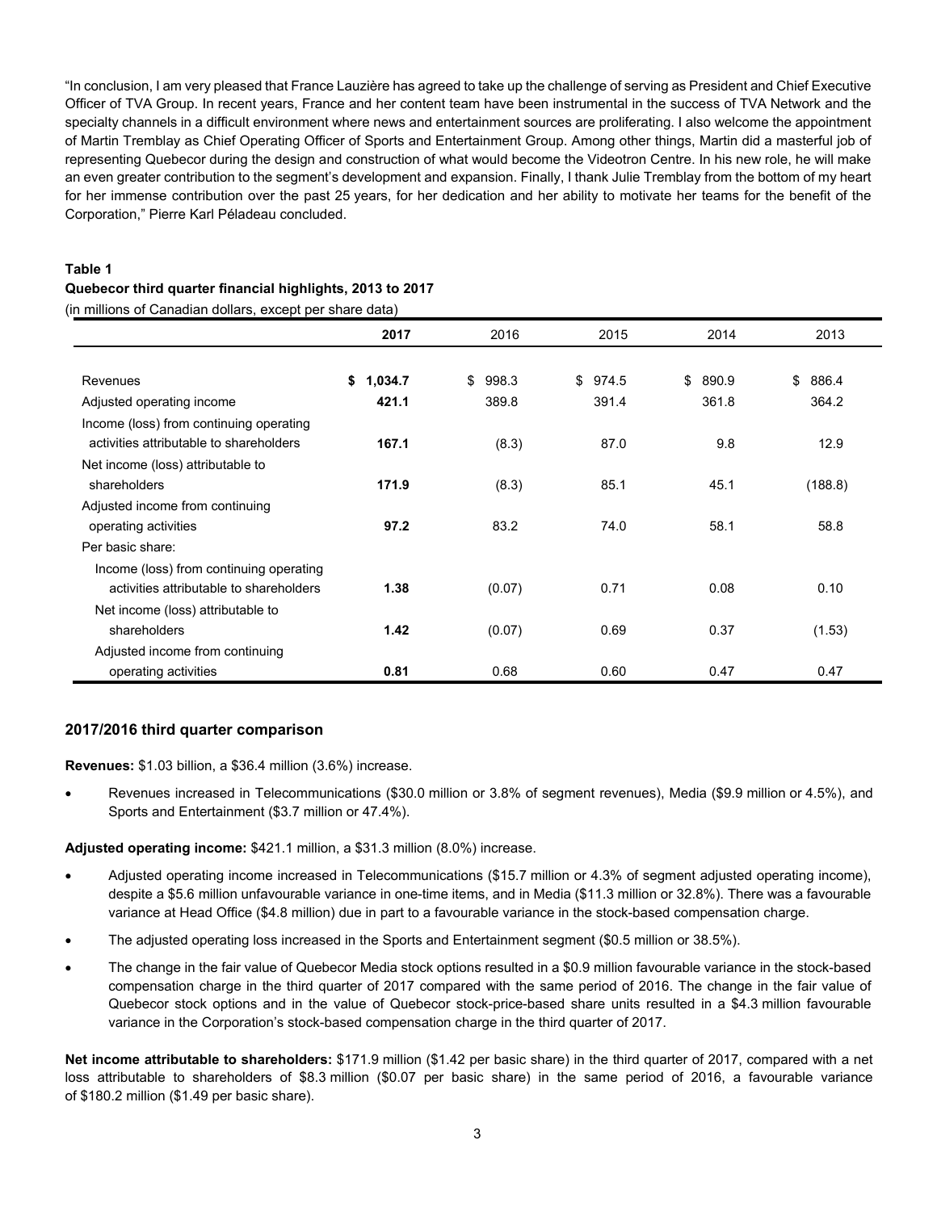"In conclusion, I am very pleased that France Lauzière has agreed to take up the challenge of serving as President and Chief Executive Officer of TVA Group. In recent years, France and her content team have been instrumental in the success of TVA Network and the specialty channels in a difficult environment where news and entertainment sources are proliferating. I also welcome the appointment of Martin Tremblay as Chief Operating Officer of Sports and Entertainment Group. Among other things, Martin did a masterful job of representing Quebecor during the design and construction of what would become the Videotron Centre. In his new role, he will make an even greater contribution to the segment's development and expansion. Finally, I thank Julie Tremblay from the bottom of my heart for her immense contribution over the past 25 years, for her dedication and her ability to motivate her teams for the benefit of the Corporation," Pierre Karl Péladeau concluded.

**Table 1**

**Quebecor third quarter financial highlights, 2013 to 2017**

(in millions of Canadian dollars, except per share data)

| | **2017** | 2016 | 2015 | 2014 | 2013 |
|---|---|---|---|---|---|
| Revenues | **$ 1,034.7** | $ 998.3 | $ 974.5 | $ 890.9 | $ 886.4 |
| Adjusted operating income | **421.1** | 389.8 | 391.4 | 361.8 | 364.2 |
| Income (loss) from continuing operating activities attributable to shareholders | **167.1** | (8.3) | 87.0 | 9.8 | 12.9 |
| Net income (loss) attributable to shareholders | **171.9** | (8.3) | 85.1 | 45.1 | (188.8) |
| Adjusted income from continuing operating activities | **97.2** | 83.2 | 74.0 | 58.1 | 58.8 |
| Per basic share: | | | | | |
| Income (loss) from continuing operating activities attributable to shareholders | **1.38** | (0.07) | 0.71 | 0.08 | 0.10 |
| Net income (loss) attributable to shareholders | **1.42** | (0.07) | 0.69 | 0.37 | (1.53) |
| Adjusted income from continuing operating activities | **0.81** | 0.68 | 0.60 | 0.47 | 0.47 |

## 2017/2016 third quarter comparison

**Revenues:** $1.03 billion, a $36.4 million (3.6%) increase.

- Revenues increased in Telecommunications ($30.0 million or 3.8% of segment revenues), Media ($9.9 million or 4.5%), and Sports and Entertainment ($3.7 million or 47.4%).

**Adjusted operating income:** $421.1 million, a $31.3 million (8.0%) increase.

- Adjusted operating income increased in Telecommunications ($15.7 million or 4.3% of segment adjusted operating income), despite a $5.6 million unfavourable variance in one-time items, and in Media ($11.3 million or 32.8%). There was a favourable variance at Head Office ($4.8 million) due in part to a favourable variance in the stock-based compensation charge.
- The adjusted operating loss increased in the Sports and Entertainment segment ($0.5 million or 38.5%).
- The change in the fair value of Quebecor Media stock options resulted in a $0.9 million favourable variance in the stock-based compensation charge in the third quarter of 2017 compared with the same period of 2016. The change in the fair value of Quebecor stock options and in the value of Quebecor stock-price-based share units resulted in a $4.3 million favourable variance in the Corporation's stock-based compensation charge in the third quarter of 2017.

**Net income attributable to shareholders:** $171.9 million ($1.42 per basic share) in the third quarter of 2017, compared with a net loss attributable to shareholders of $8.3 million ($0.07 per basic share) in the same period of 2016, a favourable variance of $180.2 million ($1.49 per basic share).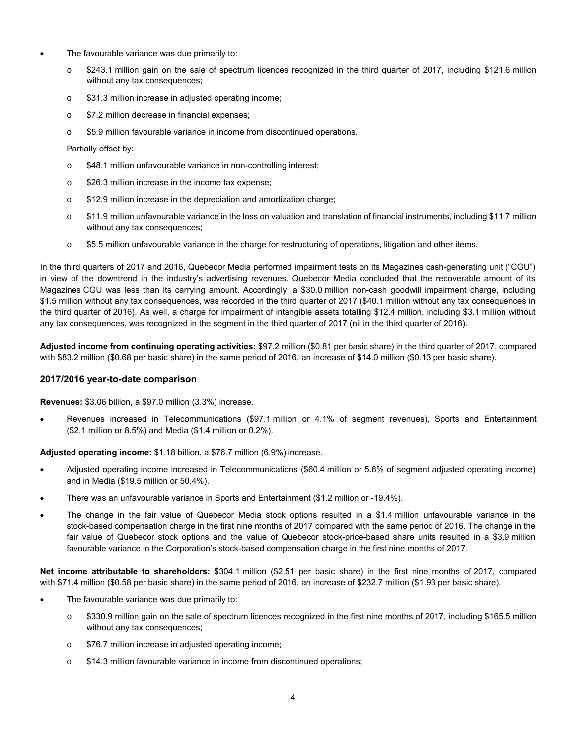- The favourable variance was due primarily to:
  - $243.1 million gain on the sale of spectrum licences recognized in the third quarter of 2017, including $121.6 million without any tax consequences;
  - $31.3 million increase in adjusted operating income;
  - $7.2 million decrease in financial expenses;
  - $5.9 million favourable variance in income from discontinued operations.

  Partially offset by:

  - $48.1 million unfavourable variance in non-controlling interest;
  - $26.3 million increase in the income tax expense;
  - $12.9 million increase in the depreciation and amortization charge;
  - $11.9 million unfavourable variance in the loss on valuation and translation of financial instruments, including $11.7 million without any tax consequences;
  - $5.5 million unfavourable variance in the charge for restructuring of operations, litigation and other items.

In the third quarters of 2017 and 2016, Quebecor Media performed impairment tests on its Magazines cash-generating unit ("CGU") in view of the downtrend in the industry's advertising revenues. Quebecor Media concluded that the recoverable amount of its Magazines CGU was less than its carrying amount. Accordingly, a $30.0 million non-cash goodwill impairment charge, including $1.5 million without any tax consequences, was recorded in the third quarter of 2017 ($40.1 million without any tax consequences in the third quarter of 2016). As well, a charge for impairment of intangible assets totalling $12.4 million, including $3.1 million without any tax consequences, was recognized in the segment in the third quarter of 2017 (nil in the third quarter of 2016).

**Adjusted income from continuing operating activities:** $97.2 million ($0.81 per basic share) in the third quarter of 2017, compared with $83.2 million ($0.68 per basic share) in the same period of 2016, an increase of $14.0 million ($0.13 per basic share).

### 2017/2016 year-to-date comparison

**Revenues:** $3.06 billion, a $97.0 million (3.3%) increase.

- Revenues increased in Telecommunications ($97.1 million or 4.1% of segment revenues), Sports and Entertainment ($2.1 million or 8.5%) and Media ($1.4 million or 0.2%).

**Adjusted operating income:** $1.18 billion, a $76.7 million (6.9%) increase.

- Adjusted operating income increased in Telecommunications ($60.4 million or 5.6% of segment adjusted operating income) and in Media ($19.5 million or 50.4%).
- There was an unfavourable variance in Sports and Entertainment ($1.2 million or -19.4%).
- The change in the fair value of Quebecor Media stock options resulted in a $1.4 million unfavourable variance in the stock-based compensation charge in the first nine months of 2017 compared with the same period of 2016. The change in the fair value of Quebecor stock options and the value of Quebecor stock-price-based share units resulted in a $3.9 million favourable variance in the Corporation's stock-based compensation charge in the first nine months of 2017.

**Net income attributable to shareholders:** $304.1 million ($2.51 per basic share) in the first nine months of 2017, compared with $71.4 million ($0.58 per basic share) in the same period of 2016, an increase of $232.7 million ($1.93 per basic share).

- The favourable variance was due primarily to:
  - $330.9 million gain on the sale of spectrum licences recognized in the first nine months of 2017, including $165.5 million without any tax consequences;
  - $76.7 million increase in adjusted operating income;
  - $14.3 million favourable variance in income from discontinued operations;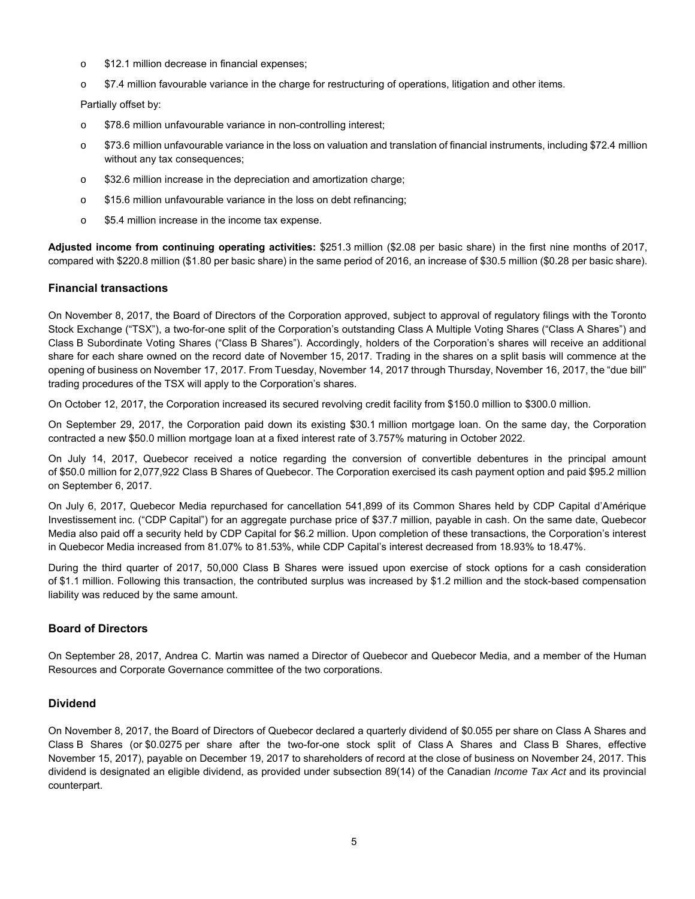- $12.1 million decrease in financial expenses;
- $7.4 million favourable variance in the charge for restructuring of operations, litigation and other items.

Partially offset by:

- $78.6 million unfavourable variance in non-controlling interest;
- $73.6 million unfavourable variance in the loss on valuation and translation of financial instruments, including $72.4 million without any tax consequences;
- $32.6 million increase in the depreciation and amortization charge;
- $15.6 million unfavourable variance in the loss on debt refinancing;
- $5.4 million increase in the income tax expense.

**Adjusted income from continuing operating activities:** $251.3 million ($2.08 per basic share) in the first nine months of 2017, compared with $220.8 million ($1.80 per basic share) in the same period of 2016, an increase of $30.5 million ($0.28 per basic share).

## Financial transactions

On November 8, 2017, the Board of Directors of the Corporation approved, subject to approval of regulatory filings with the Toronto Stock Exchange ("TSX"), a two-for-one split of the Corporation's outstanding Class A Multiple Voting Shares ("Class A Shares") and Class B Subordinate Voting Shares ("Class B Shares"). Accordingly, holders of the Corporation's shares will receive an additional share for each share owned on the record date of November 15, 2017. Trading in the shares on a split basis will commence at the opening of business on November 17, 2017. From Tuesday, November 14, 2017 through Thursday, November 16, 2017, the "due bill" trading procedures of the TSX will apply to the Corporation's shares.

On October 12, 2017, the Corporation increased its secured revolving credit facility from $150.0 million to $300.0 million.

On September 29, 2017, the Corporation paid down its existing $30.1 million mortgage loan. On the same day, the Corporation contracted a new $50.0 million mortgage loan at a fixed interest rate of 3.757% maturing in October 2022.

On July 14, 2017, Quebecor received a notice regarding the conversion of convertible debentures in the principal amount of $50.0 million for 2,077,922 Class B Shares of Quebecor. The Corporation exercised its cash payment option and paid $95.2 million on September 6, 2017.

On July 6, 2017, Quebecor Media repurchased for cancellation 541,899 of its Common Shares held by CDP Capital d'Amérique Investissement inc. ("CDP Capital") for an aggregate purchase price of $37.7 million, payable in cash. On the same date, Quebecor Media also paid off a security held by CDP Capital for $6.2 million. Upon completion of these transactions, the Corporation's interest in Quebecor Media increased from 81.07% to 81.53%, while CDP Capital's interest decreased from 18.93% to 18.47%.

During the third quarter of 2017, 50,000 Class B Shares were issued upon exercise of stock options for a cash consideration of $1.1 million. Following this transaction, the contributed surplus was increased by $1.2 million and the stock-based compensation liability was reduced by the same amount.

## Board of Directors

On September 28, 2017, Andrea C. Martin was named a Director of Quebecor and Quebecor Media, and a member of the Human Resources and Corporate Governance committee of the two corporations.

## Dividend

On November 8, 2017, the Board of Directors of Quebecor declared a quarterly dividend of $0.055 per share on Class A Shares and Class B Shares (or $0.0275 per share after the two-for-one stock split of Class A Shares and Class B Shares, effective November 15, 2017), payable on December 19, 2017 to shareholders of record at the close of business on November 24, 2017. This dividend is designated an eligible dividend, as provided under subsection 89(14) of the Canadian *Income Tax Act* and its provincial counterpart.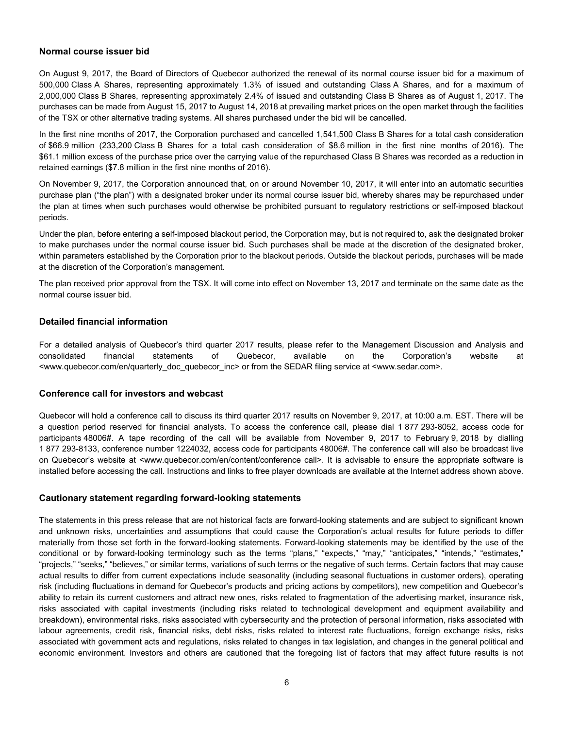## Normal course issuer bid

On August 9, 2017, the Board of Directors of Quebecor authorized the renewal of its normal course issuer bid for a maximum of 500,000 Class A Shares, representing approximately 1.3% of issued and outstanding Class A Shares, and for a maximum of 2,000,000 Class B Shares, representing approximately 2.4% of issued and outstanding Class B Shares as of August 1, 2017. The purchases can be made from August 15, 2017 to August 14, 2018 at prevailing market prices on the open market through the facilities of the TSX or other alternative trading systems. All shares purchased under the bid will be cancelled.

In the first nine months of 2017, the Corporation purchased and cancelled 1,541,500 Class B Shares for a total cash consideration of $66.9 million (233,200 Class B Shares for a total cash consideration of $8.6 million in the first nine months of 2016). The $61.1 million excess of the purchase price over the carrying value of the repurchased Class B Shares was recorded as a reduction in retained earnings ($7.8 million in the first nine months of 2016).

On November 9, 2017, the Corporation announced that, on or around November 10, 2017, it will enter into an automatic securities purchase plan ("the plan") with a designated broker under its normal course issuer bid, whereby shares may be repurchased under the plan at times when such purchases would otherwise be prohibited pursuant to regulatory restrictions or self-imposed blackout periods.

Under the plan, before entering a self-imposed blackout period, the Corporation may, but is not required to, ask the designated broker to make purchases under the normal course issuer bid. Such purchases shall be made at the discretion of the designated broker, within parameters established by the Corporation prior to the blackout periods. Outside the blackout periods, purchases will be made at the discretion of the Corporation's management.

The plan received prior approval from the TSX. It will come into effect on November 13, 2017 and terminate on the same date as the normal course issuer bid.

## Detailed financial information

For a detailed analysis of Quebecor's third quarter 2017 results, please refer to the Management Discussion and Analysis and consolidated financial statements of Quebecor, available on the Corporation's website at <www.quebecor.com/en/quarterly_doc_quebecor_inc> or from the SEDAR filing service at <www.sedar.com>.

## Conference call for investors and webcast

Quebecor will hold a conference call to discuss its third quarter 2017 results on November 9, 2017, at 10:00 a.m. EST. There will be a question period reserved for financial analysts. To access the conference call, please dial 1 877 293-8052, access code for participants 48006#. A tape recording of the call will be available from November 9, 2017 to February 9, 2018 by dialling 1 877 293-8133, conference number 1224032, access code for participants 48006#. The conference call will also be broadcast live on Quebecor's website at <www.quebecor.com/en/content/conference call>. It is advisable to ensure the appropriate software is installed before accessing the call. Instructions and links to free player downloads are available at the Internet address shown above.

## Cautionary statement regarding forward-looking statements

The statements in this press release that are not historical facts are forward-looking statements and are subject to significant known and unknown risks, uncertainties and assumptions that could cause the Corporation's actual results for future periods to differ materially from those set forth in the forward-looking statements. Forward-looking statements may be identified by the use of the conditional or by forward-looking terminology such as the terms "plans," "expects," "may," "anticipates," "intends," "estimates," "projects," "seeks," "believes," or similar terms, variations of such terms or the negative of such terms. Certain factors that may cause actual results to differ from current expectations include seasonality (including seasonal fluctuations in customer orders), operating risk (including fluctuations in demand for Quebecor's products and pricing actions by competitors), new competition and Quebecor's ability to retain its current customers and attract new ones, risks related to fragmentation of the advertising market, insurance risk, risks associated with capital investments (including risks related to technological development and equipment availability and breakdown), environmental risks, risks associated with cybersecurity and the protection of personal information, risks associated with labour agreements, credit risk, financial risks, debt risks, risks related to interest rate fluctuations, foreign exchange risks, risks associated with government acts and regulations, risks related to changes in tax legislation, and changes in the general political and economic environment. Investors and others are cautioned that the foregoing list of factors that may affect future results is not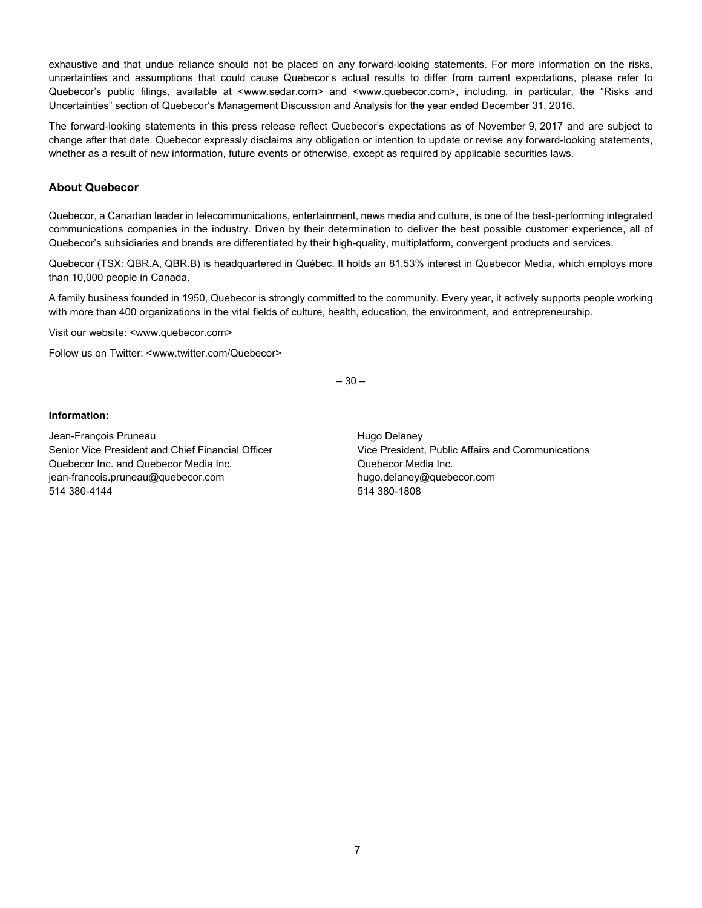exhaustive and that undue reliance should not be placed on any forward-looking statements. For more information on the risks, uncertainties and assumptions that could cause Quebecor's actual results to differ from current expectations, please refer to Quebecor's public filings, available at <www.sedar.com> and <www.quebecor.com>, including, in particular, the "Risks and Uncertainties" section of Quebecor's Management Discussion and Analysis for the year ended December 31, 2016.

The forward-looking statements in this press release reflect Quebecor's expectations as of November 9, 2017 and are subject to change after that date. Quebecor expressly disclaims any obligation or intention to update or revise any forward-looking statements, whether as a result of new information, future events or otherwise, except as required by applicable securities laws.

### About Quebecor

Quebecor, a Canadian leader in telecommunications, entertainment, news media and culture, is one of the best-performing integrated communications companies in the industry. Driven by their determination to deliver the best possible customer experience, all of Quebecor's subsidiaries and brands are differentiated by their high-quality, multiplatform, convergent products and services.

Quebecor (TSX: QBR.A, QBR.B) is headquartered in Québec. It holds an 81.53% interest in Quebecor Media, which employs more than 10,000 people in Canada.

A family business founded in 1950, Quebecor is strongly committed to the community. Every year, it actively supports people working with more than 400 organizations in the vital fields of culture, health, education, the environment, and entrepreneurship.

Visit our website: <www.quebecor.com>

Follow us on Twitter: <www.twitter.com/Quebecor>

– 30 –

**Information:**

Jean-François Pruneau
Senior Vice President and Chief Financial Officer
Quebecor Inc. and Quebecor Media Inc.
jean-francois.pruneau@quebecor.com
514 380-4144

Hugo Delaney
Vice President, Public Affairs and Communications
Quebecor Media Inc.
hugo.delaney@quebecor.com
514 380-1808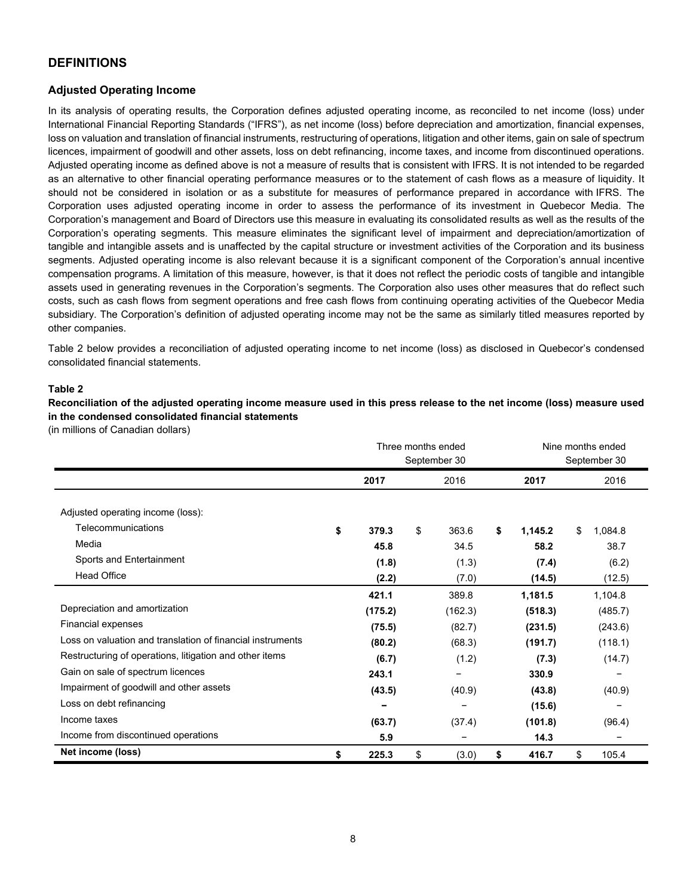## DEFINITIONS

### Adjusted Operating Income

In its analysis of operating results, the Corporation defines adjusted operating income, as reconciled to net income (loss) under International Financial Reporting Standards ("IFRS"), as net income (loss) before depreciation and amortization, financial expenses, loss on valuation and translation of financial instruments, restructuring of operations, litigation and other items, gain on sale of spectrum licences, impairment of goodwill and other assets, loss on debt refinancing, income taxes, and income from discontinued operations. Adjusted operating income as defined above is not a measure of results that is consistent with IFRS. It is not intended to be regarded as an alternative to other financial operating performance measures or to the statement of cash flows as a measure of liquidity. It should not be considered in isolation or as a substitute for measures of performance prepared in accordance with IFRS. The Corporation uses adjusted operating income in order to assess the performance of its investment in Quebecor Media. The Corporation's management and Board of Directors use this measure in evaluating its consolidated results as well as the results of the Corporation's operating segments. This measure eliminates the significant level of impairment and depreciation/amortization of tangible and intangible assets and is unaffected by the capital structure or investment activities of the Corporation and its business segments. Adjusted operating income is also relevant because it is a significant component of the Corporation's annual incentive compensation programs. A limitation of this measure, however, is that it does not reflect the periodic costs of tangible and intangible assets used in generating revenues in the Corporation's segments. The Corporation also uses other measures that do reflect such costs, such as cash flows from segment operations and free cash flows from continuing operating activities of the Quebecor Media subsidiary. The Corporation's definition of adjusted operating income may not be the same as similarly titled measures reported by other companies.

Table 2 below provides a reconciliation of adjusted operating income to net income (loss) as disclosed in Quebecor's condensed consolidated financial statements.

**Table 2**

**Reconciliation of the adjusted operating income measure used in this press release to the net income (loss) measure used in the condensed consolidated financial statements**

(in millions of Canadian dollars)

| | Three months ended September 30 | | Nine months ended September 30 | |
|---|---|---|---|---|
| | **2017** | 2016 | **2017** | 2016 |
| Adjusted operating income (loss): | | | | |
| Telecommunications | **$ 379.3** | $ 363.6 | **$ 1,145.2** | $ 1,084.8 |
| Media | **45.8** | 34.5 | **58.2** | 38.7 |
| Sports and Entertainment | **(1.8)** | (1.3) | **(7.4)** | (6.2) |
| Head Office | **(2.2)** | (7.0) | **(14.5)** | (12.5) |
| | **421.1** | 389.8 | **1,181.5** | 1,104.8 |
| Depreciation and amortization | **(175.2)** | (162.3) | **(518.3)** | (485.7) |
| Financial expenses | **(75.5)** | (82.7) | **(231.5)** | (243.6) |
| Loss on valuation and translation of financial instruments | **(80.2)** | (68.3) | **(191.7)** | (118.1) |
| Restructuring of operations, litigation and other items | **(6.7)** | (1.2) | **(7.3)** | (14.7) |
| Gain on sale of spectrum licences | **243.1** | – | **330.9** | – |
| Impairment of goodwill and other assets | **(43.5)** | (40.9) | **(43.8)** | (40.9) |
| Loss on debt refinancing | **–** | – | **(15.6)** | – |
| Income taxes | **(63.7)** | (37.4) | **(101.8)** | (96.4) |
| Income from discontinued operations | **5.9** | – | **14.3** | – |
| **Net income (loss)** | **$ 225.3** | $ (3.0) | **$ 416.7** | $ 105.4 |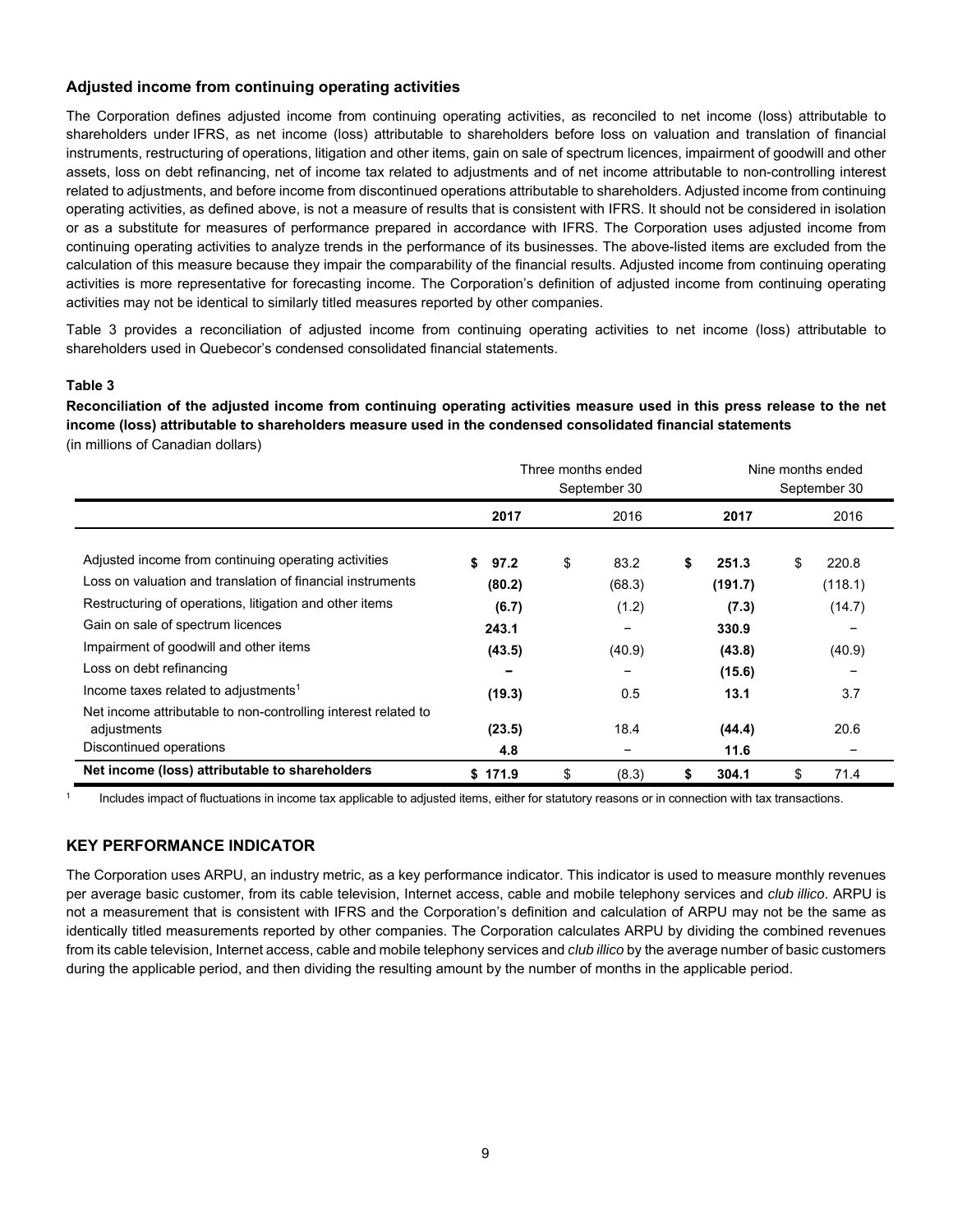### Adjusted income from continuing operating activities

The Corporation defines adjusted income from continuing operating activities, as reconciled to net income (loss) attributable to shareholders under IFRS, as net income (loss) attributable to shareholders before loss on valuation and translation of financial instruments, restructuring of operations, litigation and other items, gain on sale of spectrum licences, impairment of goodwill and other assets, loss on debt refinancing, net of income tax related to adjustments and of net income attributable to non-controlling interest related to adjustments, and before income from discontinued operations attributable to shareholders. Adjusted income from continuing operating activities, as defined above, is not a measure of results that is consistent with IFRS. It should not be considered in isolation or as a substitute for measures of performance prepared in accordance with IFRS. The Corporation uses adjusted income from continuing operating activities to analyze trends in the performance of its businesses. The above-listed items are excluded from the calculation of this measure because they impair the comparability of the financial results. Adjusted income from continuing operating activities is more representative for forecasting income. The Corporation's definition of adjusted income from continuing operating activities may not be identical to similarly titled measures reported by other companies.

Table 3 provides a reconciliation of adjusted income from continuing operating activities to net income (loss) attributable to shareholders used in Quebecor's condensed consolidated financial statements.

**Table 3**

**Reconciliation of the adjusted income from continuing operating activities measure used in this press release to the net income (loss) attributable to shareholders measure used in the condensed consolidated financial statements**
(in millions of Canadian dollars)

| | Three months ended September 30 | | Nine months ended September 30 | |
|---|---|---|---|---|
| | **2017** | 2016 | **2017** | 2016 |
| Adjusted income from continuing operating activities | **$ 97.2** | $ 83.2 | **$ 251.3** | $ 220.8 |
| Loss on valuation and translation of financial instruments | **(80.2)** | (68.3) | **(191.7)** | (118.1) |
| Restructuring of operations, litigation and other items | **(6.7)** | (1.2) | **(7.3)** | (14.7) |
| Gain on sale of spectrum licences | **243.1** | – | **330.9** | – |
| Impairment of goodwill and other items | **(43.5)** | (40.9) | **(43.8)** | (40.9) |
| Loss on debt refinancing | **–** | – | **(15.6)** | – |
| Income taxes related to adjustments[1] | **(19.3)** | 0.5 | **13.1** | 3.7 |
| Net income attributable to non-controlling interest related to adjustments | **(23.5)** | 18.4 | **(44.4)** | 20.6 |
| Discontinued operations | **4.8** | – | **11.6** | – |
| **Net income (loss) attributable to shareholders** | **$ 171.9** | $ (8.3) | **$ 304.1** | $ 71.4 |

[1] Includes impact of fluctuations in income tax applicable to adjusted items, either for statutory reasons or in connection with tax transactions.

## KEY PERFORMANCE INDICATOR

The Corporation uses ARPU, an industry metric, as a key performance indicator. This indicator is used to measure monthly revenues per average basic customer, from its cable television, Internet access, cable and mobile telephony services and *club illico*. ARPU is not a measurement that is consistent with IFRS and the Corporation's definition and calculation of ARPU may not be the same as identically titled measurements reported by other companies. The Corporation calculates ARPU by dividing the combined revenues from its cable television, Internet access, cable and mobile telephony services and *club illico* by the average number of basic customers during the applicable period, and then dividing the resulting amount by the number of months in the applicable period.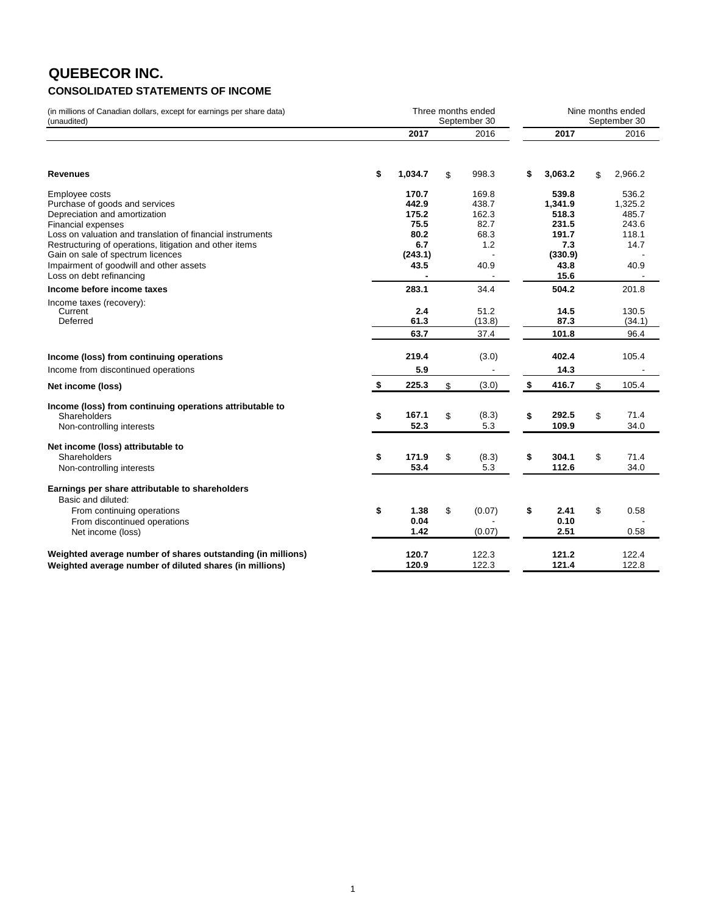# QUEBECOR INC.

## CONSOLIDATED STATEMENTS OF INCOME

| (in millions of Canadian dollars, except for earnings per share data) (unaudited) | Three months ended September 30 | | Nine months ended September 30 | |
|---|---|---|---|---|
| | **2017** | 2016 | **2017** | 2016 |
| **Revenues** | **$ 1,034.7** | $ 998.3 | **$ 3,063.2** | $ 2,966.2 |
| Employee costs | **170.7** | 169.8 | **539.8** | 536.2 |
| Purchase of goods and services | **442.9** | 438.7 | **1,341.9** | 1,325.2 |
| Depreciation and amortization | **175.2** | 162.3 | **518.3** | 485.7 |
| Financial expenses | **75.5** | 82.7 | **231.5** | 243.6 |
| Loss on valuation and translation of financial instruments | **80.2** | 68.3 | **191.7** | 118.1 |
| Restructuring of operations, litigation and other items | **6.7** | 1.2 | **7.3** | 14.7 |
| Gain on sale of spectrum licences | **(243.1)** | - | **(330.9)** | - |
| Impairment of goodwill and other assets | **43.5** | 40.9 | **43.8** | 40.9 |
| Loss on debt refinancing | **-** | - | **15.6** | - |
| **Income before income taxes** | **283.1** | 34.4 | **504.2** | 201.8 |
| Income taxes (recovery): | | | | |
| Current | **2.4** | 51.2 | **14.5** | 130.5 |
| Deferred | **61.3** | (13.8) | **87.3** | (34.1) |
| | **63.7** | 37.4 | **101.8** | 96.4 |
| **Income (loss) from continuing operations** | **219.4** | (3.0) | **402.4** | 105.4 |
| Income from discontinued operations | **5.9** | - | **14.3** | - |
| **Net income (loss)** | **$ 225.3** | $ (3.0) | **$ 416.7** | $ 105.4 |
| **Income (loss) from continuing operations attributable to** | | | | |
| Shareholders | **$ 167.1** | $ (8.3) | **$ 292.5** | $ 71.4 |
| Non-controlling interests | **52.3** | 5.3 | **109.9** | 34.0 |
| **Net income (loss) attributable to** | | | | |
| Shareholders | **$ 171.9** | $ (8.3) | **$ 304.1** | $ 71.4 |
| Non-controlling interests | **53.4** | 5.3 | **112.6** | 34.0 |
| **Earnings per share attributable to shareholders** | | | | |
| Basic and diluted: | | | | |
| From continuing operations | **$ 1.38** | $ (0.07) | **$ 2.41** | $ 0.58 |
| From discontinued operations | **0.04** | - | **0.10** | - |
| Net income (loss) | **1.42** | (0.07) | **2.51** | 0.58 |
| **Weighted average number of shares outstanding (in millions)** | **120.7** | 122.3 | **121.2** | 122.4 |
| **Weighted average number of diluted shares (in millions)** | **120.9** | 122.3 | **121.4** | 122.8 |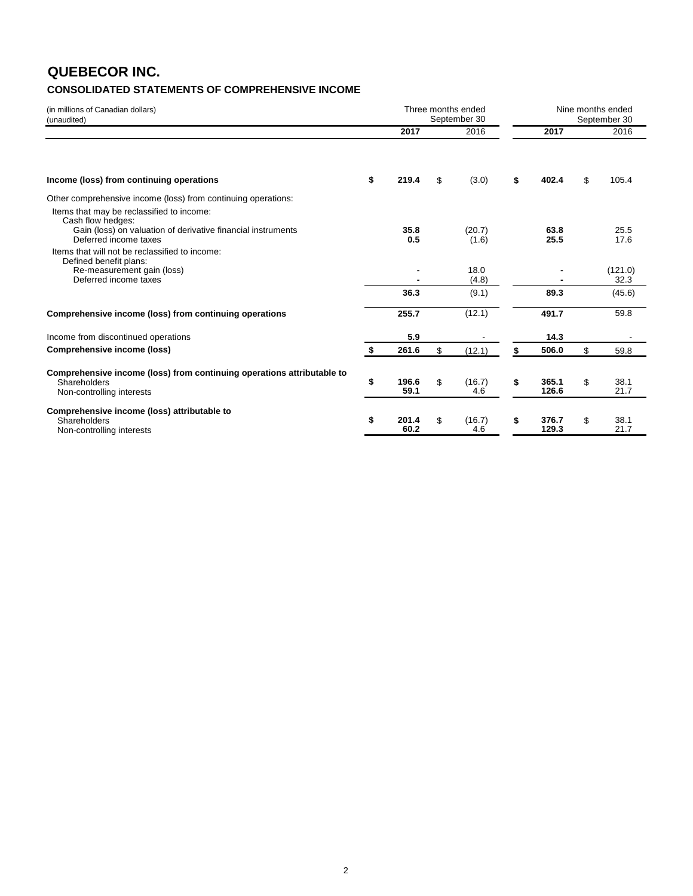# QUEBECOR INC.

## CONSOLIDATED STATEMENTS OF COMPREHENSIVE INCOME

| (in millions of Canadian dollars)<br>(unaudited) | Three months ended September 30 | | Nine months ended September 30 | |
|---|---|---|---|---|
| | **2017** | 2016 | **2017** | 2016 |
| **Income (loss) from continuing operations** | **$ 219.4** | $ (3.0) | **$ 402.4** | $ 105.4 |
| Other comprehensive income (loss) from continuing operations: | | | | |
| Items that may be reclassified to income: | | | | |
| Cash flow hedges: | | | | |
| Gain (loss) on valuation of derivative financial instruments | **35.8** | (20.7) | **63.8** | 25.5 |
| Deferred income taxes | **0.5** | (1.6) | **25.5** | 17.6 |
| Items that will not be reclassified to income: | | | | |
| Defined benefit plans: | | | | |
| Re-measurement gain (loss) | **-** | 18.0 | **-** | (121.0) |
| Deferred income taxes | **-** | (4.8) | **-** | 32.3 |
| | **36.3** | (9.1) | **89.3** | (45.6) |
| **Comprehensive income (loss) from continuing operations** | **255.7** | (12.1) | **491.7** | 59.8 |
| Income from discontinued operations | **5.9** | - | **14.3** | - |
| **Comprehensive income (loss)** | **$ 261.6** | $ (12.1) | **$ 506.0** | $ 59.8 |
| **Comprehensive income (loss) from continuing operations attributable to** | | | | |
| Shareholders | **$ 196.6** | $ (16.7) | **$ 365.1** | $ 38.1 |
| Non-controlling interests | **59.1** | 4.6 | **126.6** | 21.7 |
| **Comprehensive income (loss) attributable to** | | | | |
| Shareholders | **$ 201.4** | $ (16.7) | **$ 376.7** | $ 38.1 |
| Non-controlling interests | **60.2** | 4.6 | **129.3** | 21.7 |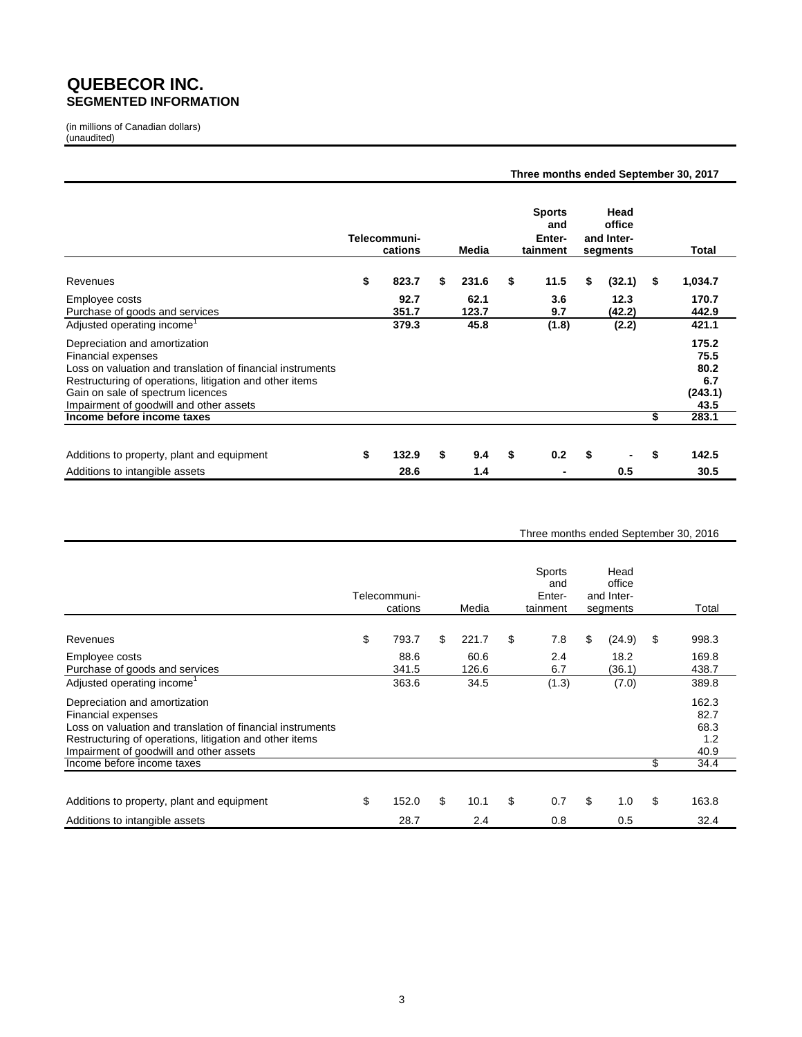# QUEBECOR INC.
## SEGMENTED INFORMATION

(in millions of Canadian dollars)
(unaudited)

| | Three months ended September 30, 2017 | | | | |
|---|---|---|---|---|---|
| | Telecommuni-cations | Media | Sports and Enter-tainment | Head office and Inter-segments | Total |
| Revenues | $ 823.7 | $ 231.6 | $ 11.5 | $ (32.1) | $ 1,034.7 |
| Employee costs | 92.7 | 62.1 | 3.6 | 12.3 | 170.7 |
| Purchase of goods and services | 351.7 | 123.7 | 9.7 | (42.2) | 442.9 |
| Adjusted operating income[1] | 379.3 | 45.8 | (1.8) | (2.2) | 421.1 |
| Depreciation and amortization | | | | | 175.2 |
| Financial expenses | | | | | 75.5 |
| Loss on valuation and translation of financial instruments | | | | | 80.2 |
| Restructuring of operations, litigation and other items | | | | | 6.7 |
| Gain on sale of spectrum licences | | | | | (243.1) |
| Impairment of goodwill and other assets | | | | | 43.5 |
| **Income before income taxes** | | | | | $ 283.1 |
| Additions to property, plant and equipment | $ 132.9 | $ 9.4 | $ 0.2 | $ - | $ 142.5 |
| Additions to intangible assets | 28.6 | 1.4 | - | 0.5 | 30.5 |

| | Three months ended September 30, 2016 | | | | |
|---|---|---|---|---|---|
| | Telecommuni-cations | Media | Sports and Enter-tainment | Head office and Inter-segments | Total |
| Revenues | $ 793.7 | $ 221.7 | $ 7.8 | $ (24.9) | $ 998.3 |
| Employee costs | 88.6 | 60.6 | 2.4 | 18.2 | 169.8 |
| Purchase of goods and services | 341.5 | 126.6 | 6.7 | (36.1) | 438.7 |
| Adjusted operating income[1] | 363.6 | 34.5 | (1.3) | (7.0) | 389.8 |
| Depreciation and amortization | | | | | 162.3 |
| Financial expenses | | | | | 82.7 |
| Loss on valuation and translation of financial instruments | | | | | 68.3 |
| Restructuring of operations, litigation and other items | | | | | 1.2 |
| Impairment of goodwill and other assets | | | | | 40.9 |
| Income before income taxes | | | | | $ 34.4 |
| Additions to property, plant and equipment | $ 152.0 | $ 10.1 | $ 0.7 | $ 1.0 | $ 163.8 |
| Additions to intangible assets | 28.7 | 2.4 | 0.8 | 0.5 | 32.4 |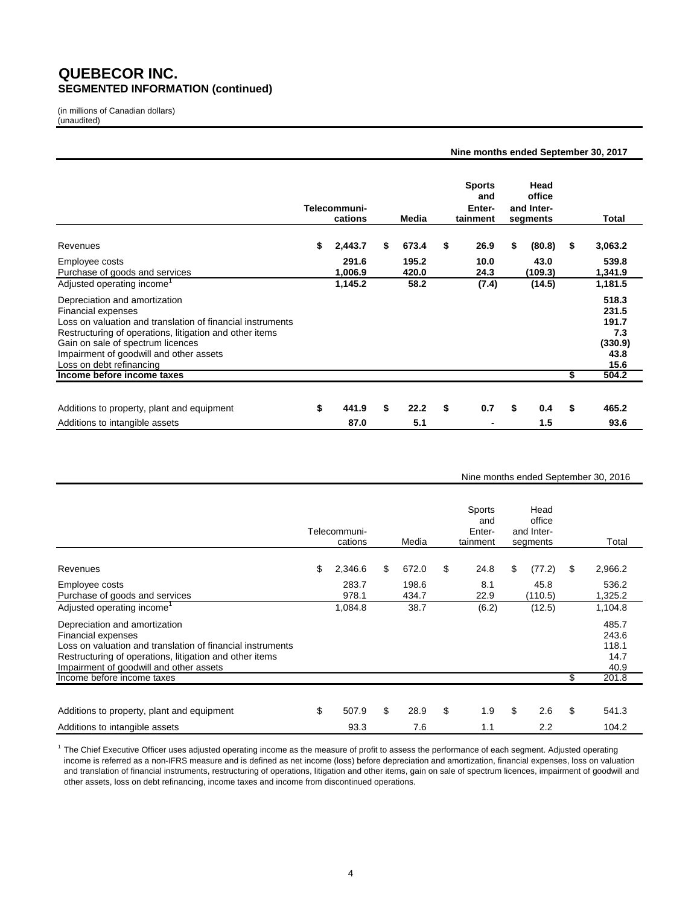# QUEBECOR INC.
## SEGMENTED INFORMATION (continued)

(in millions of Canadian dollars)
(unaudited)

**Nine months ended September 30, 2017**

| | Telecommuni-cations | Media | Sports and Enter-tainment | Head office and Inter-segments | Total |
|---|---|---|---|---|---|
| Revenues | $ 2,443.7 | $ 673.4 | $ 26.9 | $ (80.8) | $ 3,063.2 |
| Employee costs | 291.6 | 195.2 | 10.0 | 43.0 | 539.8 |
| Purchase of goods and services | 1,006.9 | 420.0 | 24.3 | (109.3) | 1,341.9 |
| Adjusted operating income[1] | 1,145.2 | 58.2 | (7.4) | (14.5) | 1,181.5 |
| Depreciation and amortization | | | | | 518.3 |
| Financial expenses | | | | | 231.5 |
| Loss on valuation and translation of financial instruments | | | | | 191.7 |
| Restructuring of operations, litigation and other items | | | | | 7.3 |
| Gain on sale of spectrum licences | | | | | (330.9) |
| Impairment of goodwill and other assets | | | | | 43.8 |
| Loss on debt refinancing | | | | | 15.6 |
| **Income before income taxes** | | | | | $ 504.2 |
| | | | | | |
| Additions to property, plant and equipment | $ 441.9 | $ 22.2 | $ 0.7 | $ 0.4 | $ 465.2 |
| Additions to intangible assets | 87.0 | 5.1 | - | 1.5 | 93.6 |

Nine months ended September 30, 2016

| | Telecommuni-cations | Media | Sports and Enter-tainment | Head office and Inter-segments | Total |
|---|---|---|---|---|---|
| Revenues | $ 2,346.6 | $ 672.0 | $ 24.8 | $ (77.2) | $ 2,966.2 |
| Employee costs | 283.7 | 198.6 | 8.1 | 45.8 | 536.2 |
| Purchase of goods and services | 978.1 | 434.7 | 22.9 | (110.5) | 1,325.2 |
| Adjusted operating income[1] | 1,084.8 | 38.7 | (6.2) | (12.5) | 1,104.8 |
| Depreciation and amortization | | | | | 485.7 |
| Financial expenses | | | | | 243.6 |
| Loss on valuation and translation of financial instruments | | | | | 118.1 |
| Restructuring of operations, litigation and other items | | | | | 14.7 |
| Impairment of goodwill and other assets | | | | | 40.9 |
| Income before income taxes | | | | | $ 201.8 |
| | | | | | |
| Additions to property, plant and equipment | $ 507.9 | $ 28.9 | $ 1.9 | $ 2.6 | $ 541.3 |
| Additions to intangible assets | 93.3 | 7.6 | 1.1 | 2.2 | 104.2 |

[1] The Chief Executive Officer uses adjusted operating income as the measure of profit to assess the performance of each segment. Adjusted operating income is referred as a non-IFRS measure and is defined as net income (loss) before depreciation and amortization, financial expenses, loss on valuation and translation of financial instruments, restructuring of operations, litigation and other items, gain on sale of spectrum licences, impairment of goodwill and other assets, loss on debt refinancing, income taxes and income from discontinued operations.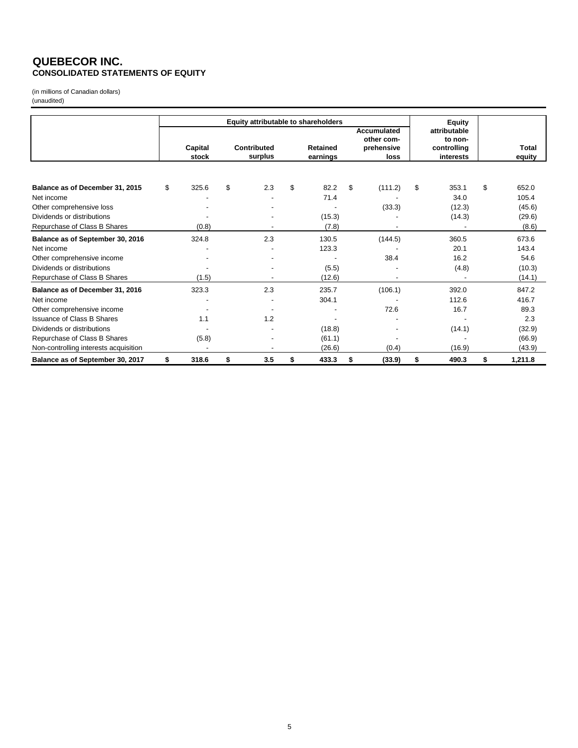# QUEBECOR INC.
## CONSOLIDATED STATEMENTS OF EQUITY

(in millions of Canadian dollars)
(unaudited)

| | Equity attributable to shareholders | | | | Equity attributable to non-controlling interests | Total equity |
|---|---|---|---|---|---|---|
| | Capital stock | Contributed surplus | Retained earnings | Accumulated other comprehensive loss | | |
| **Balance as of December 31, 2015** | $ 325.6 | $ 2.3 | $ 82.2 | $ (111.2) | $ 353.1 | $ 652.0 |
| Net income | - | - | 71.4 | - | 34.0 | 105.4 |
| Other comprehensive loss | - | - | - | (33.3) | (12.3) | (45.6) |
| Dividends or distributions | - | - | (15.3) | - | (14.3) | (29.6) |
| Repurchase of Class B Shares | (0.8) | - | (7.8) | - | - | (8.6) |
| **Balance as of September 30, 2016** | 324.8 | 2.3 | 130.5 | (144.5) | 360.5 | 673.6 |
| Net income | - | - | 123.3 | - | 20.1 | 143.4 |
| Other comprehensive income | - | - | - | 38.4 | 16.2 | 54.6 |
| Dividends or distributions | - | - | (5.5) | - | (4.8) | (10.3) |
| Repurchase of Class B Shares | (1.5) | - | (12.6) | - | - | (14.1) |
| **Balance as of December 31, 2016** | 323.3 | 2.3 | 235.7 | (106.1) | 392.0 | 847.2 |
| Net income | - | - | 304.1 | - | 112.6 | 416.7 |
| Other comprehensive income | - | - | - | 72.6 | 16.7 | 89.3 |
| Issuance of Class B Shares | 1.1 | 1.2 | - | - | - | 2.3 |
| Dividends or distributions | - | - | (18.8) | - | (14.1) | (32.9) |
| Repurchase of Class B Shares | (5.8) | - | (61.1) | - | - | (66.9) |
| Non-controlling interests acquisition | - | - | (26.6) | (0.4) | (16.9) | (43.9) |
| **Balance as of September 30, 2017** | **$ 318.6** | **$ 3.5** | **$ 433.3** | **$ (33.9)** | **$ 490.3** | **$ 1,211.8** |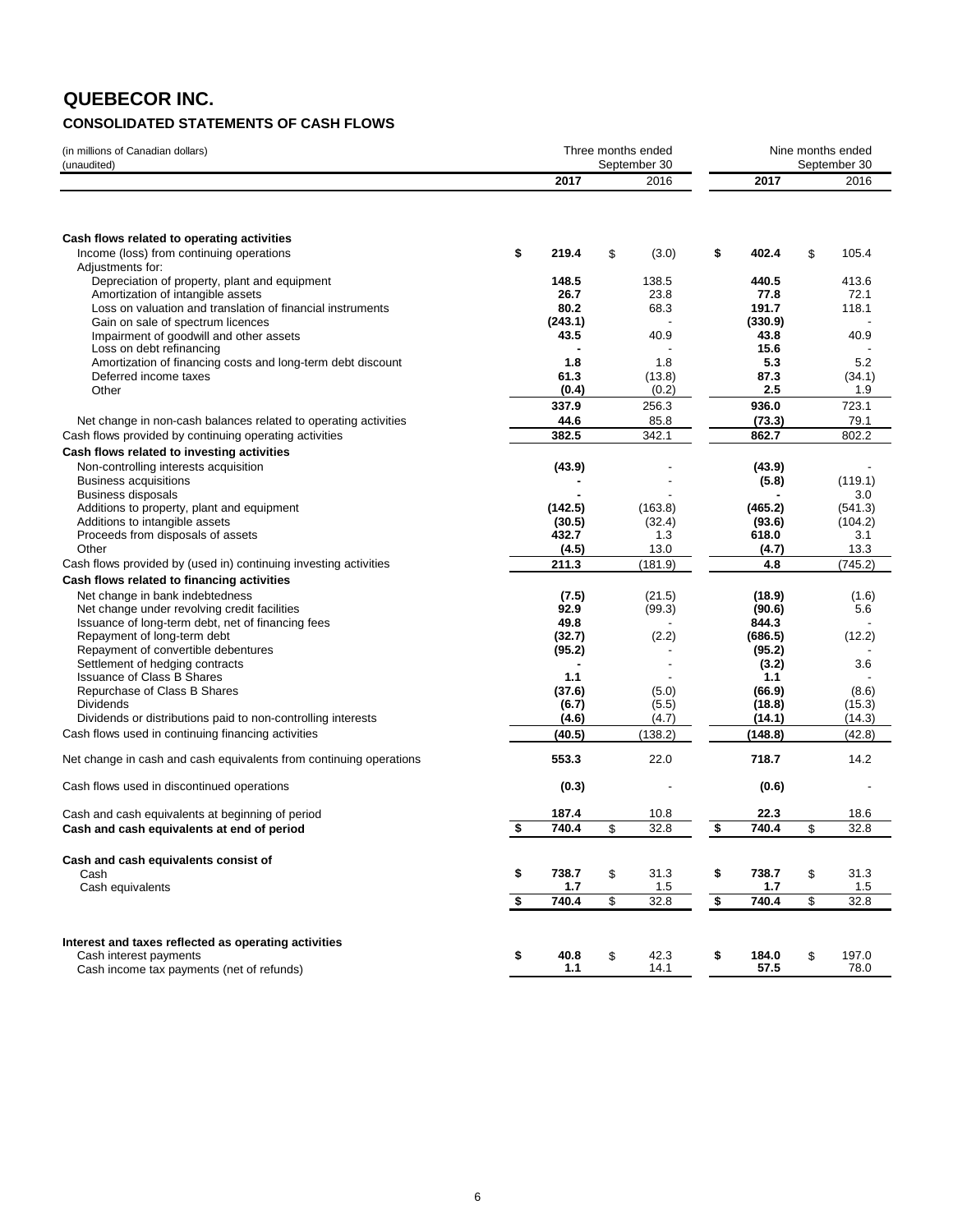# QUEBECOR INC.

## CONSOLIDATED STATEMENTS OF CASH FLOWS

(in millions of Canadian dollars)
(unaudited)

| | Three months ended September 30 | | Nine months ended September 30 | |
|---|---|---|---|---|
| | **2017** | 2016 | **2017** | 2016 |
| **Cash flows related to operating activities** | | | | |
| Income (loss) from continuing operations | **$ 219.4** | $ (3.0) | **$ 402.4** | $ 105.4 |
| Adjustments for: | | | | |
| Depreciation of property, plant and equipment | **148.5** | 138.5 | **440.5** | 413.6 |
| Amortization of intangible assets | **26.7** | 23.8 | **77.8** | 72.1 |
| Loss on valuation and translation of financial instruments | **80.2** | 68.3 | **191.7** | 118.1 |
| Gain on sale of spectrum licences | **(243.1)** | - | **(330.9)** | - |
| Impairment of goodwill and other assets | **43.5** | 40.9 | **43.8** | 40.9 |
| Loss on debt refinancing | **-** | - | **15.6** | - |
| Amortization of financing costs and long-term debt discount | **1.8** | 1.8 | **5.3** | 5.2 |
| Deferred income taxes | **61.3** | (13.8) | **87.3** | (34.1) |
| Other | **(0.4)** | (0.2) | **2.5** | 1.9 |
| | **337.9** | 256.3 | **936.0** | 723.1 |
| Net change in non-cash balances related to operating activities | **44.6** | 85.8 | **(73.3)** | 79.1 |
| Cash flows provided by continuing operating activities | **382.5** | 342.1 | **862.7** | 802.2 |
| **Cash flows related to investing activities** | | | | |
| Non-controlling interests acquisition | **(43.9)** | - | **(43.9)** | - |
| Business acquisitions | **-** | - | **(5.8)** | (119.1) |
| Business disposals | **-** | - | **-** | 3.0 |
| Additions to property, plant and equipment | **(142.5)** | (163.8) | **(465.2)** | (541.3) |
| Additions to intangible assets | **(30.5)** | (32.4) | **(93.6)** | (104.2) |
| Proceeds from disposals of assets | **432.7** | 1.3 | **618.0** | 3.1 |
| Other | **(4.5)** | 13.0 | **(4.7)** | 13.3 |
| Cash flows provided by (used in) continuing investing activities | **211.3** | (181.9) | **4.8** | (745.2) |
| **Cash flows related to financing activities** | | | | |
| Net change in bank indebtedness | **(7.5)** | (21.5) | **(18.9)** | (1.6) |
| Net change under revolving credit facilities | **92.9** | (99.3) | **(90.6)** | 5.6 |
| Issuance of long-term debt, net of financing fees | **49.8** | - | **844.3** | - |
| Repayment of long-term debt | **(32.7)** | (2.2) | **(686.5)** | (12.2) |
| Repayment of convertible debentures | **(95.2)** | - | **(95.2)** | - |
| Settlement of hedging contracts | **-** | - | **(3.2)** | 3.6 |
| Issuance of Class B Shares | **1.1** | - | **1.1** | - |
| Repurchase of Class B Shares | **(37.6)** | (5.0) | **(66.9)** | (8.6) |
| Dividends | **(6.7)** | (5.5) | **(18.8)** | (15.3) |
| Dividends or distributions paid to non-controlling interests | **(4.6)** | (4.7) | **(14.1)** | (14.3) |
| Cash flows used in continuing financing activities | **(40.5)** | (138.2) | **(148.8)** | (42.8) |
| Net change in cash and cash equivalents from continuing operations | **553.3** | 22.0 | **718.7** | 14.2 |
| Cash flows used in discontinued operations | **(0.3)** | - | **(0.6)** | - |
| Cash and cash equivalents at beginning of period | **187.4** | 10.8 | **22.3** | 18.6 |
| **Cash and cash equivalents at end of period** | **$ 740.4** | $ 32.8 | **$ 740.4** | $ 32.8 |
| **Cash and cash equivalents consist of** | | | | |
| Cash | **$ 738.7** | $ 31.3 | **$ 738.7** | $ 31.3 |
| Cash equivalents | **1.7** | 1.5 | **1.7** | 1.5 |
| | **$ 740.4** | $ 32.8 | **$ 740.4** | $ 32.8 |
| **Interest and taxes reflected as operating activities** | | | | |
| Cash interest payments | **$ 40.8** | $ 42.3 | **$ 184.0** | $ 197.0 |
| Cash income tax payments (net of refunds) | **1.1** | 14.1 | **57.5** | 78.0 |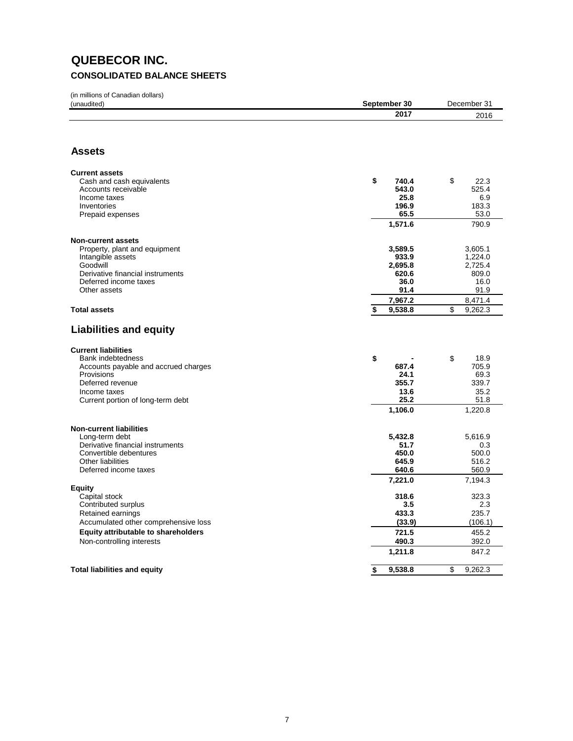# QUEBECOR INC.

## CONSOLIDATED BALANCE SHEETS

(in millions of Canadian dollars)
(unaudited)

| | September 30 2017 | December 31 2016 |
|---|---|---|
| **Assets** | | |
| **Current assets** | | |
| Cash and cash equivalents | $ **740.4** | $ 22.3 |
| Accounts receivable | **543.0** | 525.4 |
| Income taxes | **25.8** | 6.9 |
| Inventories | **196.9** | 183.3 |
| Prepaid expenses | **65.5** | 53.0 |
| | **1,571.6** | 790.9 |
| **Non-current assets** | | |
| Property, plant and equipment | **3,589.5** | 3,605.1 |
| Intangible assets | **933.9** | 1,224.0 |
| Goodwill | **2,695.8** | 2,725.4 |
| Derivative financial instruments | **620.6** | 809.0 |
| Deferred income taxes | **36.0** | 16.0 |
| Other assets | **91.4** | 91.9 |
| | **7,967.2** | 8,471.4 |
| **Total assets** | $ **9,538.8** | $ 9,262.3 |
| **Liabilities and equity** | | |
| **Current liabilities** | | |
| Bank indebtedness | $ **-** | $ 18.9 |
| Accounts payable and accrued charges | **687.4** | 705.9 |
| Provisions | **24.1** | 69.3 |
| Deferred revenue | **355.7** | 339.7 |
| Income taxes | **13.6** | 35.2 |
| Current portion of long-term debt | **25.2** | 51.8 |
| | **1,106.0** | 1,220.8 |
| **Non-current liabilities** | | |
| Long-term debt | **5,432.8** | 5,616.9 |
| Derivative financial instruments | **51.7** | 0.3 |
| Convertible debentures | **450.0** | 500.0 |
| Other liabilities | **645.9** | 516.2 |
| Deferred income taxes | **640.6** | 560.9 |
| | **7,221.0** | 7,194.3 |
| **Equity** | | |
| Capital stock | **318.6** | 323.3 |
| Contributed surplus | **3.5** | 2.3 |
| Retained earnings | **433.3** | 235.7 |
| Accumulated other comprehensive loss | **(33.9)** | (106.1) |
| **Equity attributable to shareholders** | **721.5** | 455.2 |
| Non-controlling interests | **490.3** | 392.0 |
| | **1,211.8** | 847.2 |
| **Total liabilities and equity** | $ **9,538.8** | $ 9,262.3 |